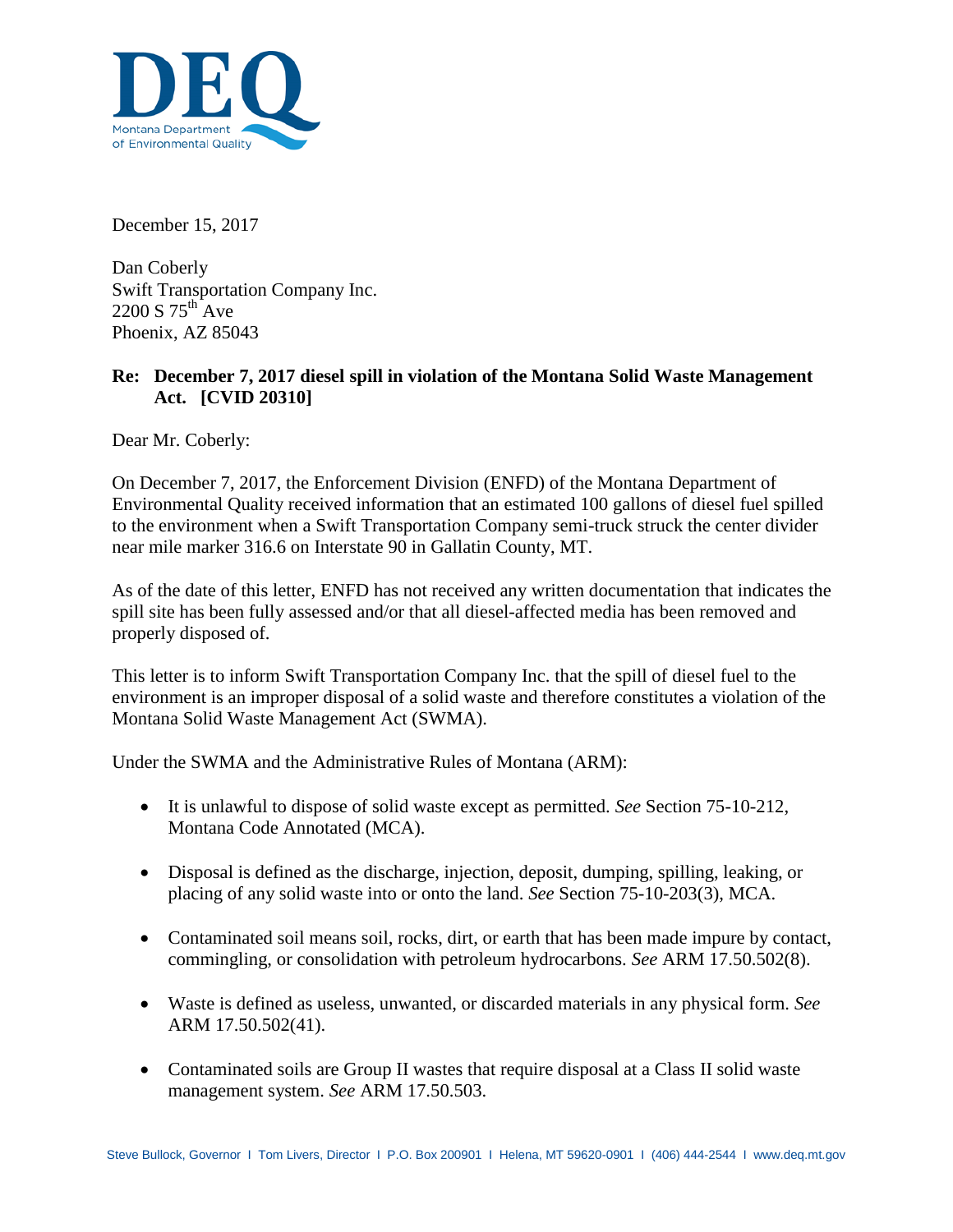**DEQ**
Montana Department of Environmental Quality

December 15, 2017

Dan Coberly
Swift Transportation Company Inc.
2200 S 75th Ave
Phoenix, AZ 85043

**Re: December 7, 2017 diesel spill in violation of the Montana Solid Waste Management Act. [CVID 20310]**

Dear Mr. Coberly:

On December 7, 2017, the Enforcement Division (ENFD) of the Montana Department of Environmental Quality received information that an estimated 100 gallons of diesel fuel spilled to the environment when a Swift Transportation Company semi-truck struck the center divider near mile marker 316.6 on Interstate 90 in Gallatin County, MT.

As of the date of this letter, ENFD has not received any written documentation that indicates the spill site has been fully assessed and/or that all diesel-affected media has been removed and properly disposed of.

This letter is to inform Swift Transportation Company Inc. that the spill of diesel fuel to the environment is an improper disposal of a solid waste and therefore constitutes a violation of the Montana Solid Waste Management Act (SWMA).

Under the SWMA and the Administrative Rules of Montana (ARM):

- It is unlawful to dispose of solid waste except as permitted. *See* Section 75-10-212, Montana Code Annotated (MCA).
- Disposal is defined as the discharge, injection, deposit, dumping, spilling, leaking, or placing of any solid waste into or onto the land. *See* Section 75-10-203(3), MCA.
- Contaminated soil means soil, rocks, dirt, or earth that has been made impure by contact, commingling, or consolidation with petroleum hydrocarbons. *See* ARM 17.50.502(8).
- Waste is defined as useless, unwanted, or discarded materials in any physical form. *See* ARM 17.50.502(41).
- Contaminated soils are Group II wastes that require disposal at a Class II solid waste management system. *See* ARM 17.50.503.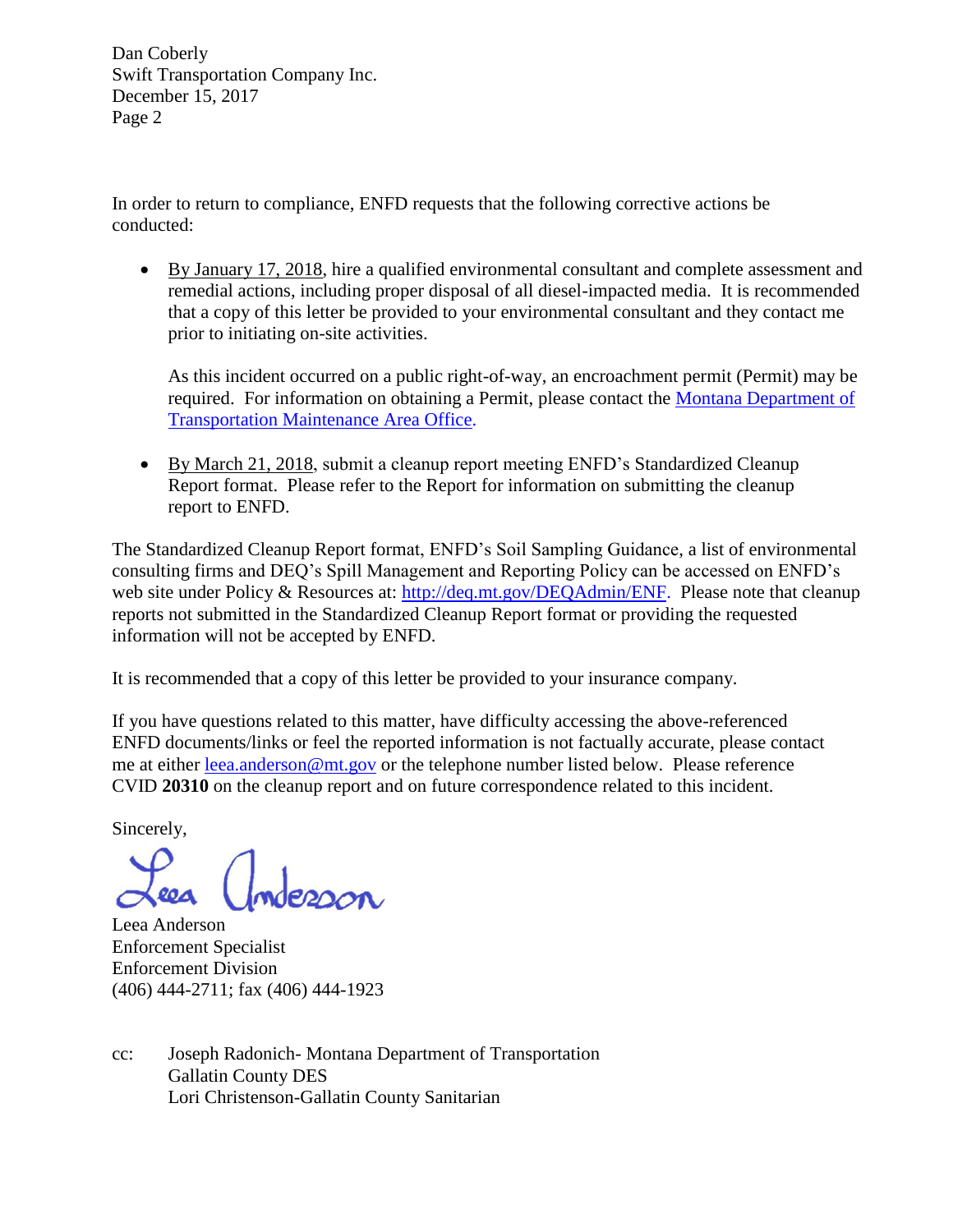Dan Coberly
Swift Transportation Company Inc.
December 15, 2017

In order to return to compliance, ENFD requests that the following corrective actions be conducted:

- By January 17, 2018, hire a qualified environmental consultant and complete assessment and remedial actions, including proper disposal of all diesel-impacted media. It is recommended that a copy of this letter be provided to your environmental consultant and they contact me prior to initiating on-site activities.

  As this incident occurred on a public right-of-way, an encroachment permit (Permit) may be required. For information on obtaining a Permit, please contact the Montana Department of Transportation Maintenance Area Office.

- By March 21, 2018, submit a cleanup report meeting ENFD's Standardized Cleanup Report format. Please refer to the Report for information on submitting the cleanup report to ENFD.

The Standardized Cleanup Report format, ENFD's Soil Sampling Guidance, a list of environmental consulting firms and DEQ's Spill Management and Reporting Policy can be accessed on ENFD's web site under Policy & Resources at: http://deq.mt.gov/DEQAdmin/ENF. Please note that cleanup reports not submitted in the Standardized Cleanup Report format or providing the requested information will not be accepted by ENFD.

It is recommended that a copy of this letter be provided to your insurance company.

If you have questions related to this matter, have difficulty accessing the above-referenced ENFD documents/links or feel the reported information is not factually accurate, please contact me at either leea.anderson@mt.gov or the telephone number listed below. Please reference CVID **20310** on the cleanup report and on future correspondence related to this incident.

Sincerely,

Leea Anderson

Leea Anderson
Enforcement Specialist
Enforcement Division
(406) 444-2711; fax (406) 444-1923

cc: Joseph Radonich- Montana Department of Transportation
Gallatin County DES
Lori Christenson-Gallatin County Sanitarian